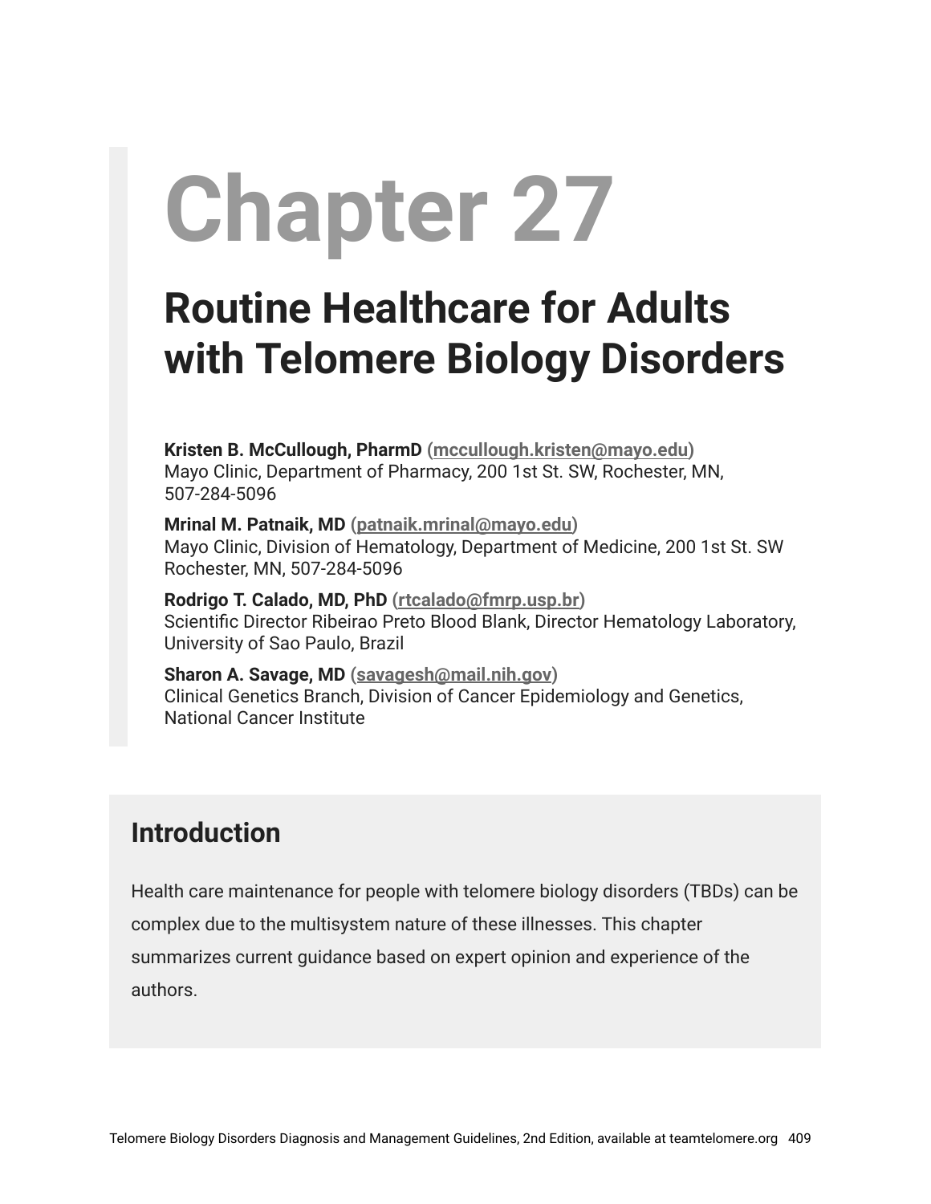# Chapter 27

## Routine Healthcare for Adults with Telomere Biology Disorders

**Kristen B. McCullough, PharmD** (mccullough.kristen@mayo.edu)
Mayo Clinic, Department of Pharmacy, 200 1st St. SW, Rochester, MN, 507-284-5096

**Mrinal M. Patnaik, MD** (patnaik.mrinal@mayo.edu)
Mayo Clinic, Division of Hematology, Department of Medicine, 200 1st St. SW Rochester, MN, 507-284-5096

**Rodrigo T. Calado, MD, PhD** (rtcalado@fmrp.usp.br)
Scientific Director Ribeirao Preto Blood Blank, Director Hematology Laboratory, University of Sao Paulo, Brazil

**Sharon A. Savage, MD** (savagesh@mail.nih.gov)
Clinical Genetics Branch, Division of Cancer Epidemiology and Genetics, National Cancer Institute

### Introduction

Health care maintenance for people with telomere biology disorders (TBDs) can be complex due to the multisystem nature of these illnesses. This chapter summarizes current guidance based on expert opinion and experience of the authors.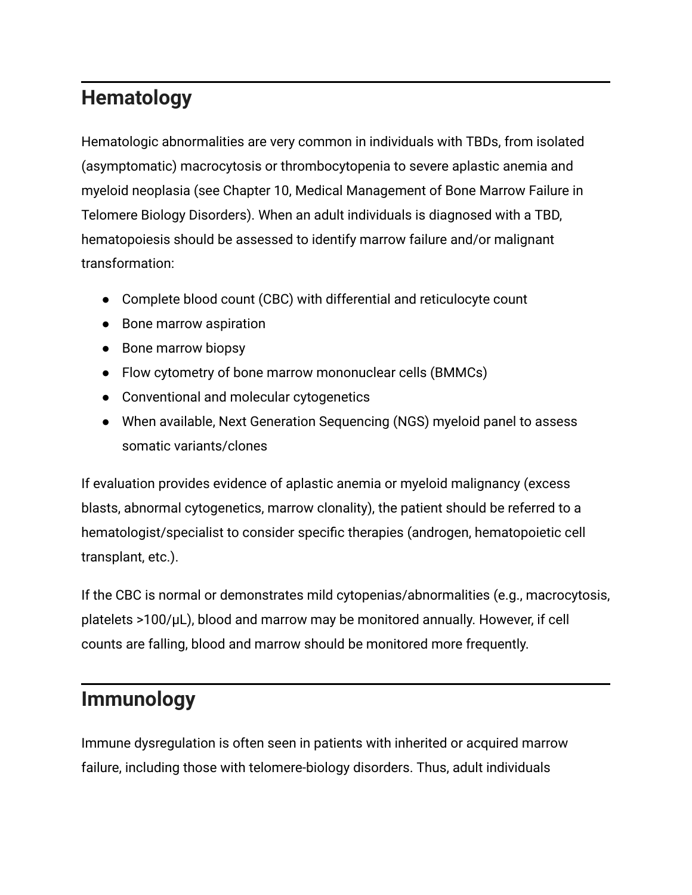## Hematology

Hematologic abnormalities are very common in individuals with TBDs, from isolated (asymptomatic) macrocytosis or thrombocytopenia to severe aplastic anemia and myeloid neoplasia (see Chapter 10, Medical Management of Bone Marrow Failure in Telomere Biology Disorders). When an adult individuals is diagnosed with a TBD, hematopoiesis should be assessed to identify marrow failure and/or malignant transformation:

- Complete blood count (CBC) with differential and reticulocyte count
- Bone marrow aspiration
- Bone marrow biopsy
- Flow cytometry of bone marrow mononuclear cells (BMMCs)
- Conventional and molecular cytogenetics
- When available, Next Generation Sequencing (NGS) myeloid panel to assess somatic variants/clones

If evaluation provides evidence of aplastic anemia or myeloid malignancy (excess blasts, abnormal cytogenetics, marrow clonality), the patient should be referred to a hematologist/specialist to consider specific therapies (androgen, hematopoietic cell transplant, etc.).

If the CBC is normal or demonstrates mild cytopenias/abnormalities (e.g., macrocytosis, platelets >100/μL), blood and marrow may be monitored annually. However, if cell counts are falling, blood and marrow should be monitored more frequently.

## Immunology

Immune dysregulation is often seen in patients with inherited or acquired marrow failure, including those with telomere-biology disorders. Thus, adult individuals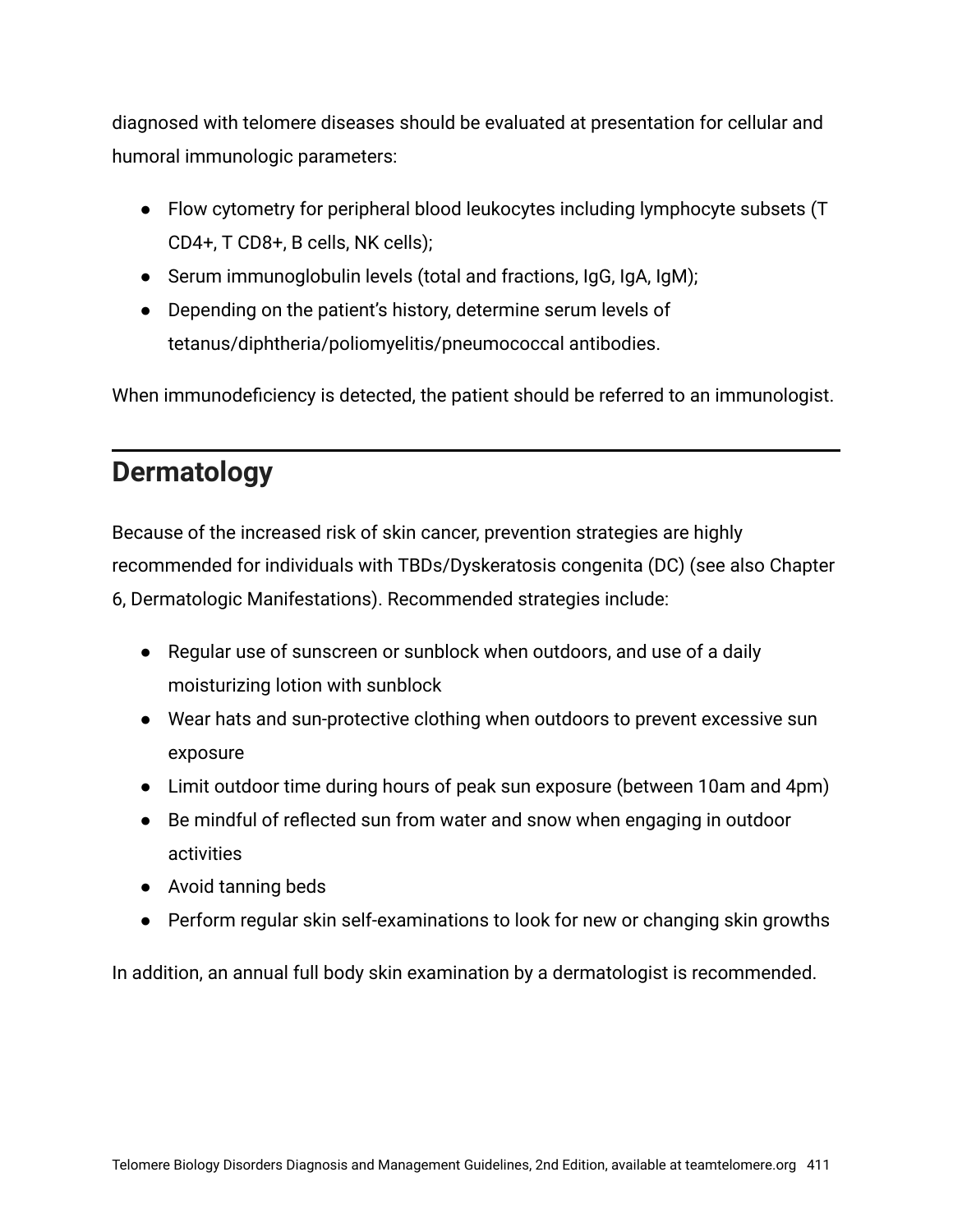diagnosed with telomere diseases should be evaluated at presentation for cellular and humoral immunologic parameters:

- Flow cytometry for peripheral blood leukocytes including lymphocyte subsets (T CD4+, T CD8+, B cells, NK cells);
- Serum immunoglobulin levels (total and fractions, IgG, IgA, IgM);
- Depending on the patient's history, determine serum levels of tetanus/diphtheria/poliomyelitis/pneumococcal antibodies.

When immunodeficiency is detected, the patient should be referred to an immunologist.

## Dermatology

Because of the increased risk of skin cancer, prevention strategies are highly recommended for individuals with TBDs/Dyskeratosis congenita (DC) (see also Chapter 6, Dermatologic Manifestations). Recommended strategies include:

- Regular use of sunscreen or sunblock when outdoors, and use of a daily moisturizing lotion with sunblock
- Wear hats and sun-protective clothing when outdoors to prevent excessive sun exposure
- Limit outdoor time during hours of peak sun exposure (between 10am and 4pm)
- Be mindful of reflected sun from water and snow when engaging in outdoor activities
- Avoid tanning beds
- Perform regular skin self-examinations to look for new or changing skin growths

In addition, an annual full body skin examination by a dermatologist is recommended.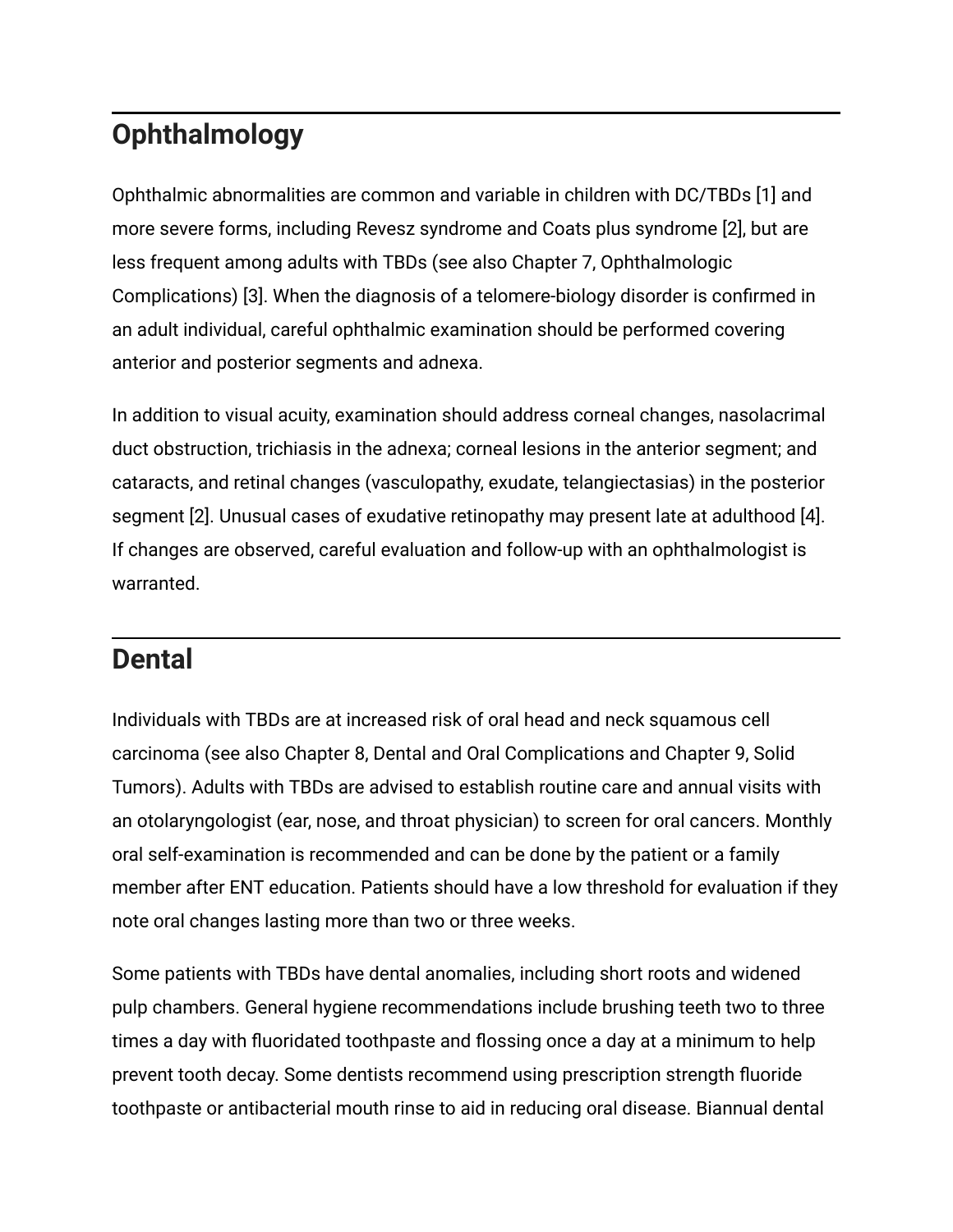## Ophthalmology

Ophthalmic abnormalities are common and variable in children with DC/TBDs [1] and more severe forms, including Revesz syndrome and Coats plus syndrome [2], but are less frequent among adults with TBDs (see also Chapter 7, Ophthalmologic Complications) [3]. When the diagnosis of a telomere-biology disorder is confirmed in an adult individual, careful ophthalmic examination should be performed covering anterior and posterior segments and adnexa.

In addition to visual acuity, examination should address corneal changes, nasolacrimal duct obstruction, trichiasis in the adnexa; corneal lesions in the anterior segment; and cataracts, and retinal changes (vasculopathy, exudate, telangiectasias) in the posterior segment [2]. Unusual cases of exudative retinopathy may present late at adulthood [4]. If changes are observed, careful evaluation and follow-up with an ophthalmologist is warranted.

## Dental

Individuals with TBDs are at increased risk of oral head and neck squamous cell carcinoma (see also Chapter 8, Dental and Oral Complications and Chapter 9, Solid Tumors). Adults with TBDs are advised to establish routine care and annual visits with an otolaryngologist (ear, nose, and throat physician) to screen for oral cancers. Monthly oral self-examination is recommended and can be done by the patient or a family member after ENT education. Patients should have a low threshold for evaluation if they note oral changes lasting more than two or three weeks.

Some patients with TBDs have dental anomalies, including short roots and widened pulp chambers. General hygiene recommendations include brushing teeth two to three times a day with fluoridated toothpaste and flossing once a day at a minimum to help prevent tooth decay. Some dentists recommend using prescription strength fluoride toothpaste or antibacterial mouth rinse to aid in reducing oral disease. Biannual dental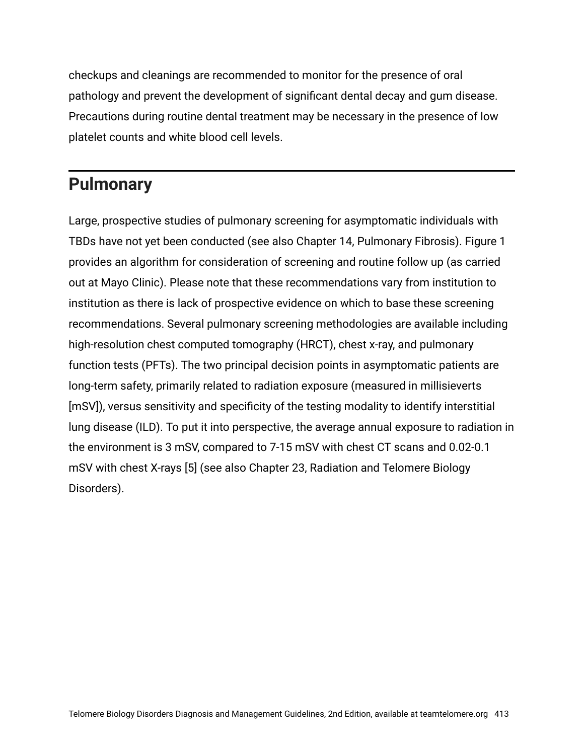checkups and cleanings are recommended to monitor for the presence of oral pathology and prevent the development of significant dental decay and gum disease. Precautions during routine dental treatment may be necessary in the presence of low platelet counts and white blood cell levels.

## Pulmonary

Large, prospective studies of pulmonary screening for asymptomatic individuals with TBDs have not yet been conducted (see also Chapter 14, Pulmonary Fibrosis). Figure 1 provides an algorithm for consideration of screening and routine follow up (as carried out at Mayo Clinic). Please note that these recommendations vary from institution to institution as there is lack of prospective evidence on which to base these screening recommendations. Several pulmonary screening methodologies are available including high-resolution chest computed tomography (HRCT), chest x-ray, and pulmonary function tests (PFTs). The two principal decision points in asymptomatic patients are long-term safety, primarily related to radiation exposure (measured in millisieverts [mSV]), versus sensitivity and specificity of the testing modality to identify interstitial lung disease (ILD). To put it into perspective, the average annual exposure to radiation in the environment is 3 mSV, compared to 7-15 mSV with chest CT scans and 0.02-0.1 mSV with chest X-rays [5] (see also Chapter 23, Radiation and Telomere Biology Disorders).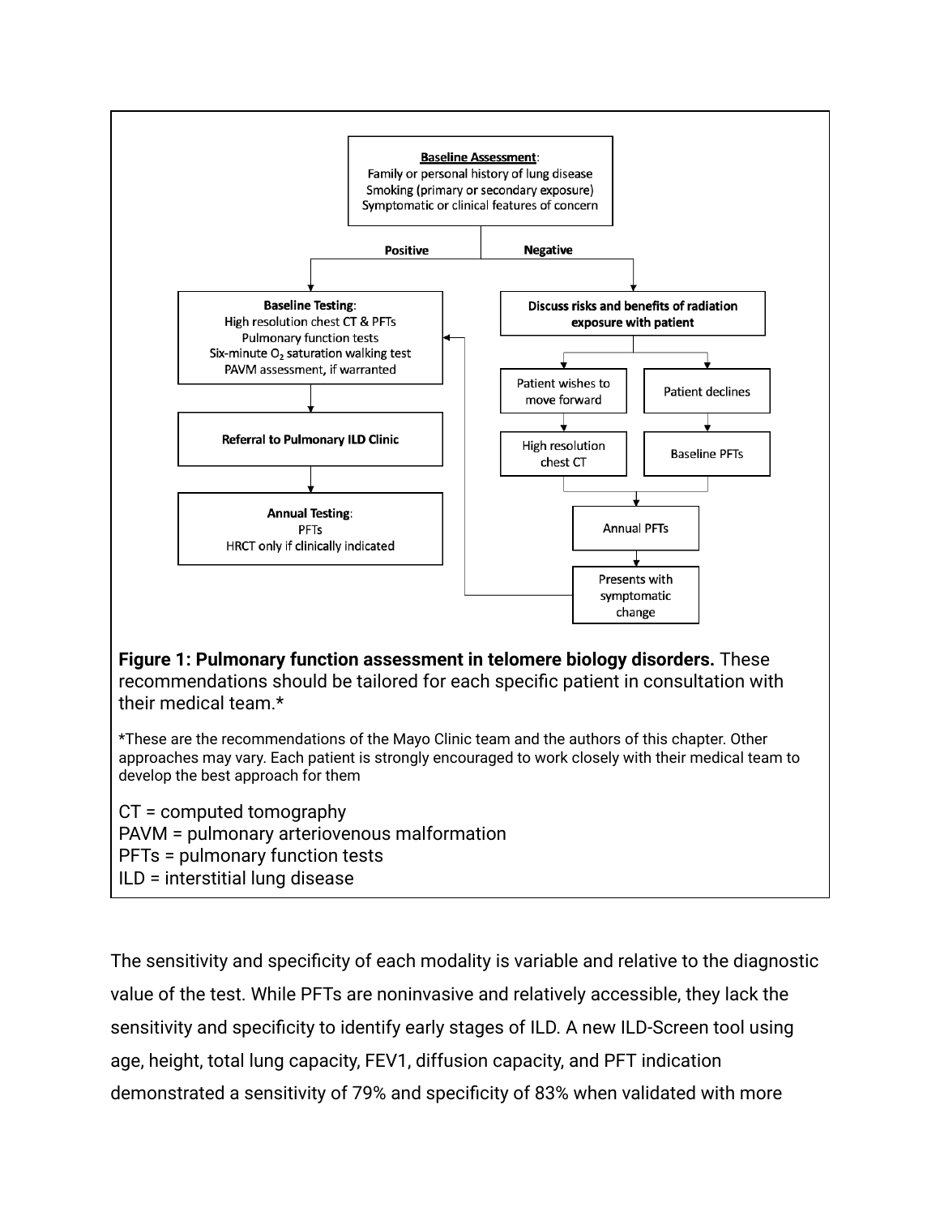**Baseline Assessment**:
Family or personal history of lung disease
Smoking (primary or secondary exposure)
Symptomatic or clinical features of concern

**Positive**

**Baseline Testing**:
High resolution chest CT & PFTs
Pulmonary function tests
Six-minute $O_2$ saturation walking test
PAVM assessment, if warranted

**Referral to Pulmonary ILD Clinic**

**Annual Testing**:
PFTs
HRCT only if clinically indicated

**Negative**

**Discuss risks and benefits of radiation exposure with patient**

Patient wishes to move forward → High resolution chest CT

Patient declines → Baseline PFTs

Annual PFTs

Presents with symptomatic change

**Figure 1: Pulmonary function assessment in telomere biology disorders.** These recommendations should be tailored for each specific patient in consultation with their medical team.*

*These are the recommendations of the Mayo Clinic team and the authors of this chapter. Other approaches may vary. Each patient is strongly encouraged to work closely with their medical team to develop the best approach for them

CT = computed tomography
PAVM = pulmonary arteriovenous malformation
PFTs = pulmonary function tests
ILD = interstitial lung disease

The sensitivity and specificity of each modality is variable and relative to the diagnostic value of the test. While PFTs are noninvasive and relatively accessible, they lack the sensitivity and specificity to identify early stages of ILD. A new ILD-Screen tool using age, height, total lung capacity, FEV1, diffusion capacity, and PFT indication demonstrated a sensitivity of 79% and specificity of 83% when validated with more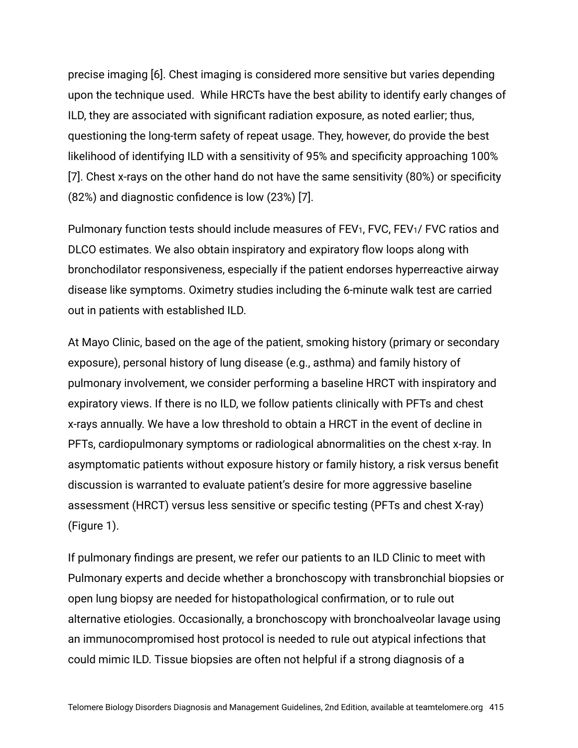precise imaging [6]. Chest imaging is considered more sensitive but varies depending upon the technique used. While HRCTs have the best ability to identify early changes of ILD, they are associated with significant radiation exposure, as noted earlier; thus, questioning the long-term safety of repeat usage. They, however, do provide the best likelihood of identifying ILD with a sensitivity of 95% and specificity approaching 100% [7]. Chest x-rays on the other hand do not have the same sensitivity (80%) or specificity (82%) and diagnostic confidence is low (23%) [7].

Pulmonary function tests should include measures of $FEV_1$, FVC, $FEV_1$/ FVC ratios and DLCO estimates. We also obtain inspiratory and expiratory flow loops along with bronchodilator responsiveness, especially if the patient endorses hyperreactive airway disease like symptoms. Oximetry studies including the 6-minute walk test are carried out in patients with established ILD.

At Mayo Clinic, based on the age of the patient, smoking history (primary or secondary exposure), personal history of lung disease (e.g., asthma) and family history of pulmonary involvement, we consider performing a baseline HRCT with inspiratory and expiratory views. If there is no ILD, we follow patients clinically with PFTs and chest x-rays annually. We have a low threshold to obtain a HRCT in the event of decline in PFTs, cardiopulmonary symptoms or radiological abnormalities on the chest x-ray. In asymptomatic patients without exposure history or family history, a risk versus benefit discussion is warranted to evaluate patient's desire for more aggressive baseline assessment (HRCT) versus less sensitive or specific testing (PFTs and chest X-ray) (Figure 1).

If pulmonary findings are present, we refer our patients to an ILD Clinic to meet with Pulmonary experts and decide whether a bronchoscopy with transbronchial biopsies or open lung biopsy are needed for histopathological confirmation, or to rule out alternative etiologies. Occasionally, a bronchoscopy with bronchoalveolar lavage using an immunocompromised host protocol is needed to rule out atypical infections that could mimic ILD. Tissue biopsies are often not helpful if a strong diagnosis of a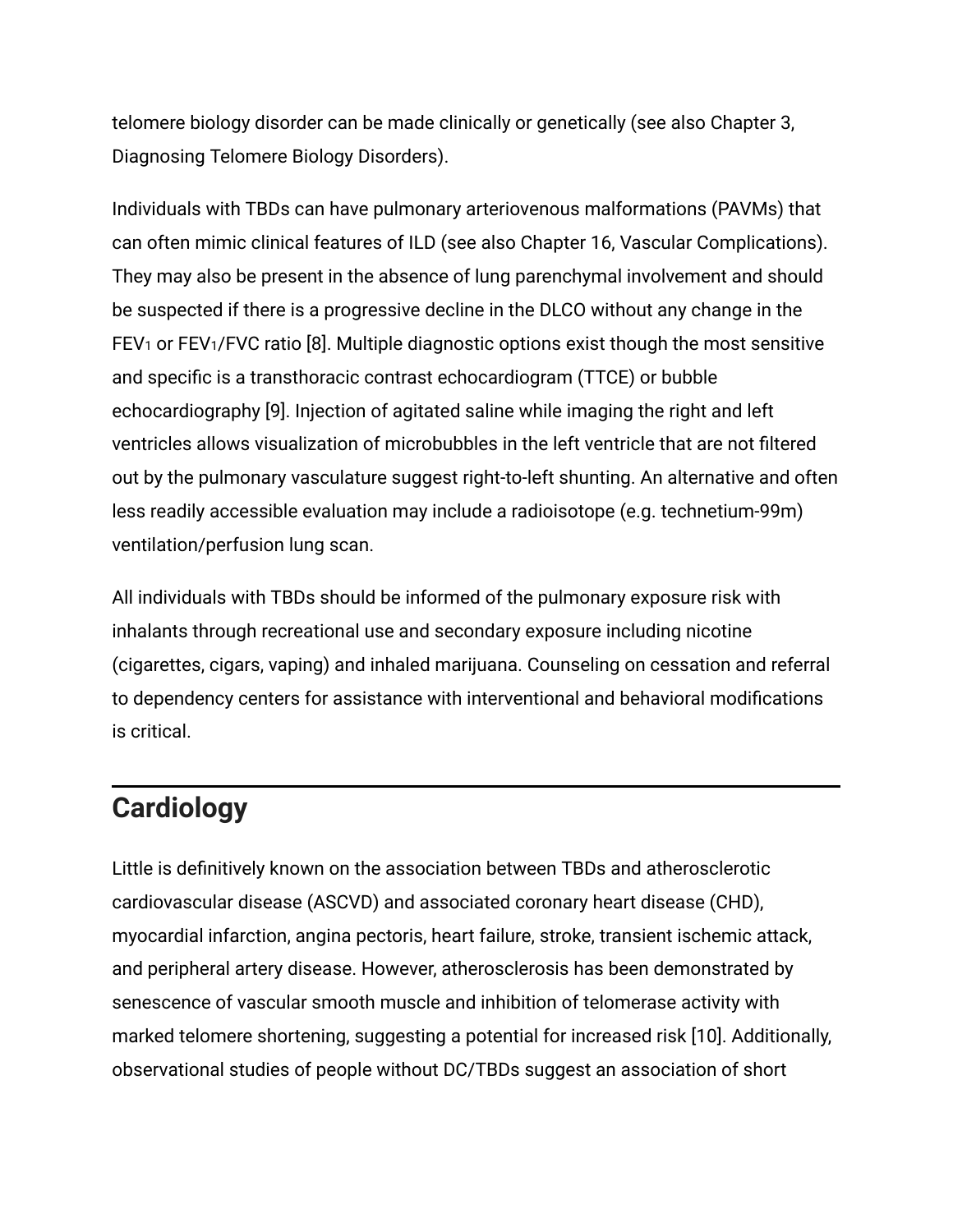telomere biology disorder can be made clinically or genetically (see also Chapter 3, Diagnosing Telomere Biology Disorders).

Individuals with TBDs can have pulmonary arteriovenous malformations (PAVMs) that can often mimic clinical features of ILD (see also Chapter 16, Vascular Complications). They may also be present in the absence of lung parenchymal involvement and should be suspected if there is a progressive decline in the DLCO without any change in the $FEV_1$ or $FEV_1$/FVC ratio [8]. Multiple diagnostic options exist though the most sensitive and specific is a transthoracic contrast echocardiogram (TTCE) or bubble echocardiography [9]. Injection of agitated saline while imaging the right and left ventricles allows visualization of microbubbles in the left ventricle that are not filtered out by the pulmonary vasculature suggest right-to-left shunting. An alternative and often less readily accessible evaluation may include a radioisotope (e.g. technetium-99m) ventilation/perfusion lung scan.

All individuals with TBDs should be informed of the pulmonary exposure risk with inhalants through recreational use and secondary exposure including nicotine (cigarettes, cigars, vaping) and inhaled marijuana. Counseling on cessation and referral to dependency centers for assistance with interventional and behavioral modifications is critical.

## Cardiology

Little is definitively known on the association between TBDs and atherosclerotic cardiovascular disease (ASCVD) and associated coronary heart disease (CHD), myocardial infarction, angina pectoris, heart failure, stroke, transient ischemic attack, and peripheral artery disease. However, atherosclerosis has been demonstrated by senescence of vascular smooth muscle and inhibition of telomerase activity with marked telomere shortening, suggesting a potential for increased risk [10]. Additionally, observational studies of people without DC/TBDs suggest an association of short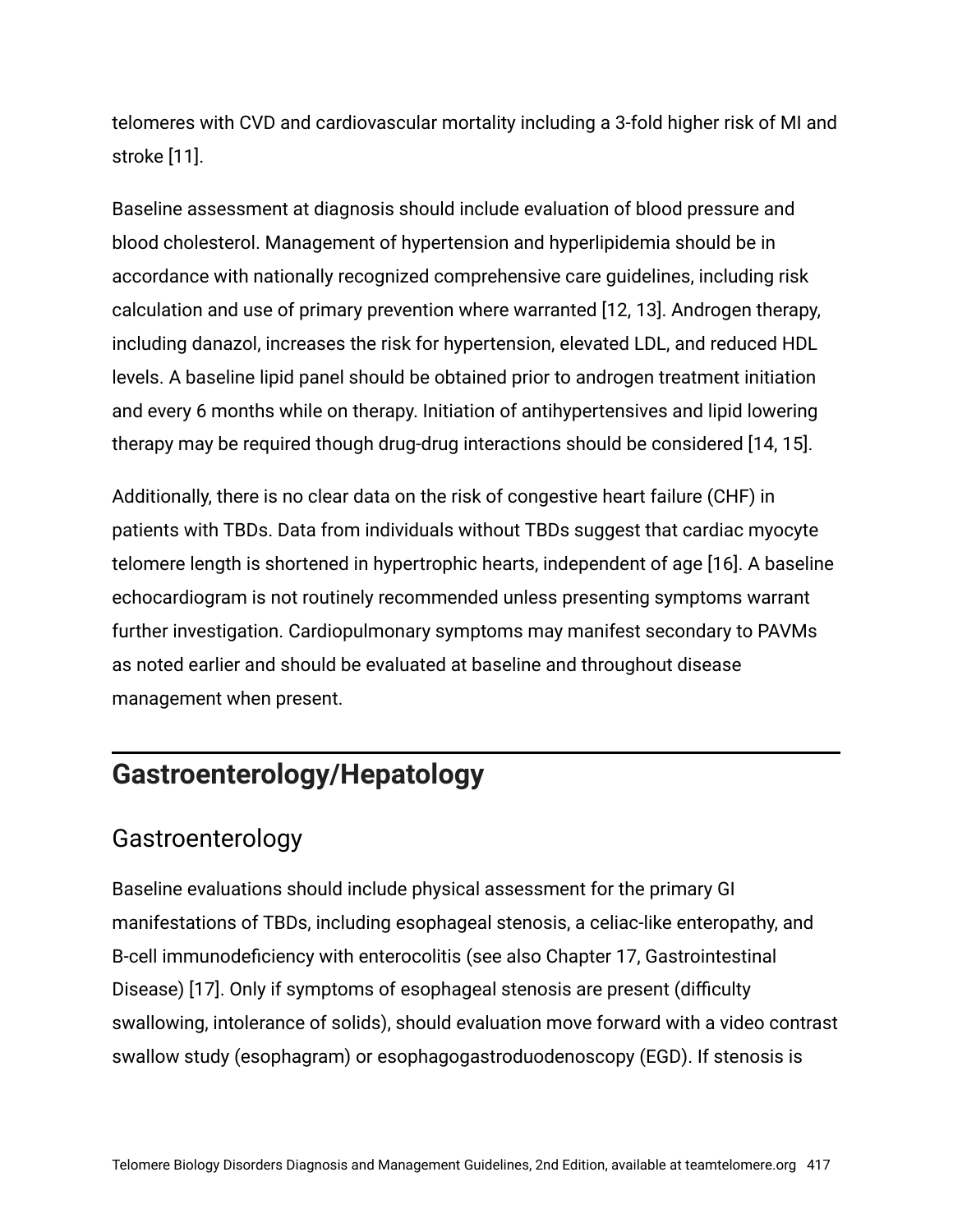telomeres with CVD and cardiovascular mortality including a 3-fold higher risk of MI and stroke [11].

Baseline assessment at diagnosis should include evaluation of blood pressure and blood cholesterol. Management of hypertension and hyperlipidemia should be in accordance with nationally recognized comprehensive care guidelines, including risk calculation and use of primary prevention where warranted [12, 13]. Androgen therapy, including danazol, increases the risk for hypertension, elevated LDL, and reduced HDL levels. A baseline lipid panel should be obtained prior to androgen treatment initiation and every 6 months while on therapy. Initiation of antihypertensives and lipid lowering therapy may be required though drug-drug interactions should be considered [14, 15].

Additionally, there is no clear data on the risk of congestive heart failure (CHF) in patients with TBDs. Data from individuals without TBDs suggest that cardiac myocyte telomere length is shortened in hypertrophic hearts, independent of age [16]. A baseline echocardiogram is not routinely recommended unless presenting symptoms warrant further investigation. Cardiopulmonary symptoms may manifest secondary to PAVMs as noted earlier and should be evaluated at baseline and throughout disease management when present.

## Gastroenterology/Hepatology

### Gastroenterology

Baseline evaluations should include physical assessment for the primary GI manifestations of TBDs, including esophageal stenosis, a celiac-like enteropathy, and B-cell immunodeficiency with enterocolitis (see also Chapter 17, Gastrointestinal Disease) [17]. Only if symptoms of esophageal stenosis are present (difficulty swallowing, intolerance of solids), should evaluation move forward with a video contrast swallow study (esophagram) or esophagogastroduodenoscopy (EGD). If stenosis is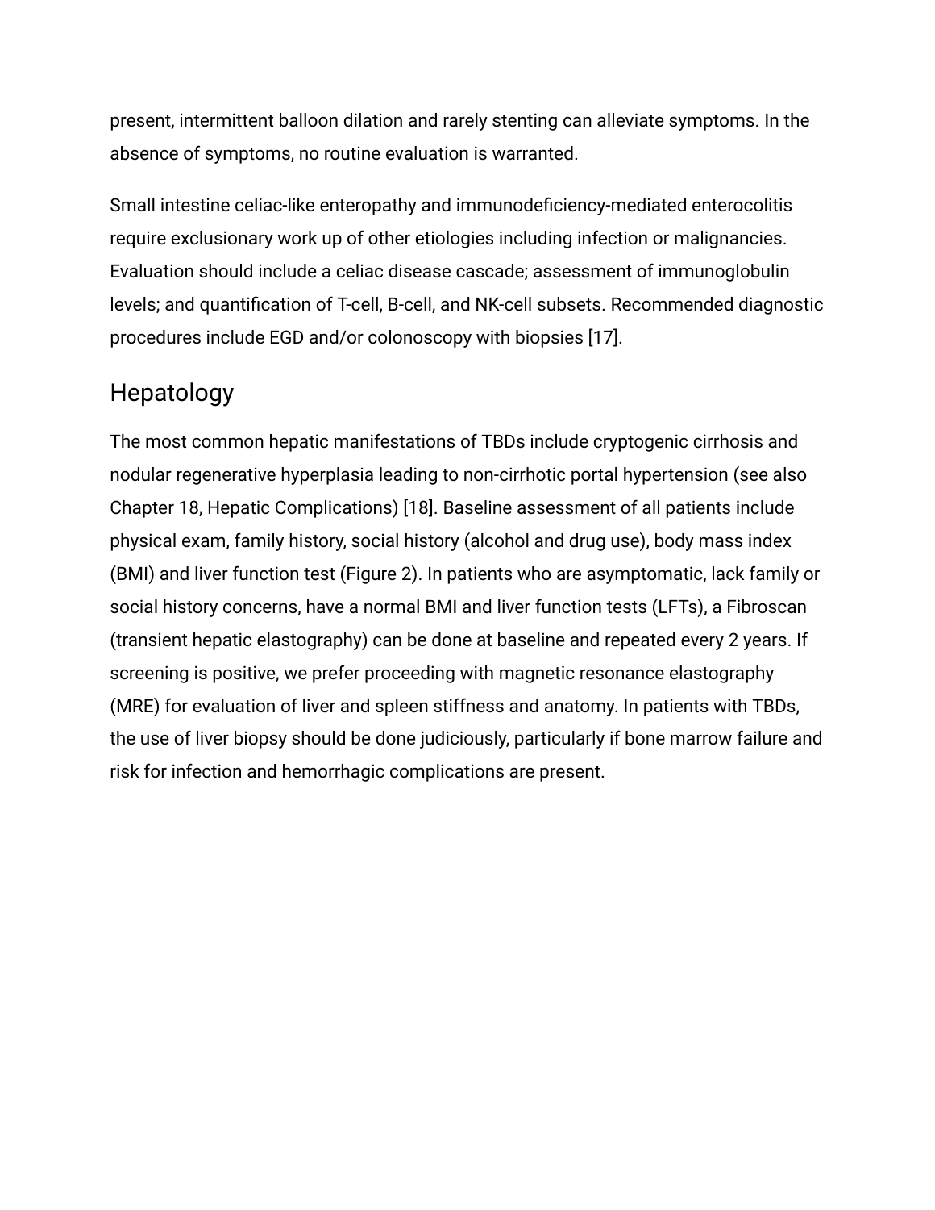present, intermittent balloon dilation and rarely stenting can alleviate symptoms. In the absence of symptoms, no routine evaluation is warranted.

Small intestine celiac-like enteropathy and immunodeficiency-mediated enterocolitis require exclusionary work up of other etiologies including infection or malignancies. Evaluation should include a celiac disease cascade; assessment of immunoglobulin levels; and quantification of T-cell, B-cell, and NK-cell subsets. Recommended diagnostic procedures include EGD and/or colonoscopy with biopsies [17].

## Hepatology

The most common hepatic manifestations of TBDs include cryptogenic cirrhosis and nodular regenerative hyperplasia leading to non-cirrhotic portal hypertension (see also Chapter 18, Hepatic Complications) [18]. Baseline assessment of all patients include physical exam, family history, social history (alcohol and drug use), body mass index (BMI) and liver function test (Figure 2). In patients who are asymptomatic, lack family or social history concerns, have a normal BMI and liver function tests (LFTs), a Fibroscan (transient hepatic elastography) can be done at baseline and repeated every 2 years. If screening is positive, we prefer proceeding with magnetic resonance elastography (MRE) for evaluation of liver and spleen stiffness and anatomy. In patients with TBDs, the use of liver biopsy should be done judiciously, particularly if bone marrow failure and risk for infection and hemorrhagic complications are present.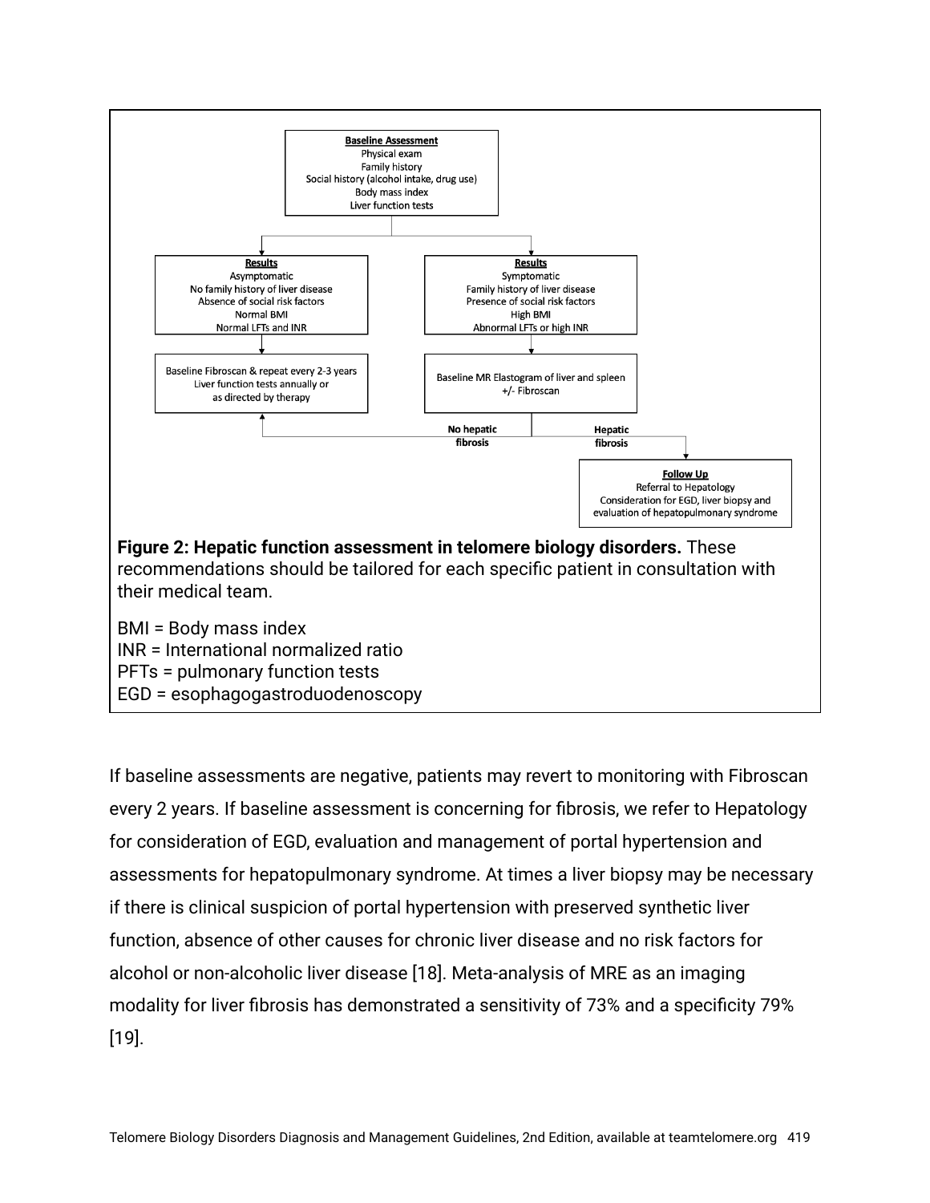**Baseline Assessment**
Physical exam
Family history
Social history (alcohol intake, drug use)
Body mass index
Liver function tests

**Results**
Asymptomatic
No family history of liver disease
Absence of social risk factors
Normal BMI
Normal LFTs and INR

→ Baseline Fibroscan & repeat every 2-3 years
Liver function tests annually or as directed by therapy

**Results**
Symptomatic
Family history of liver disease
Presence of social risk factors
High BMI
Abnormal LFTs or high INR

→ Baseline MR Elastogram of liver and spleen +/- Fibroscan

- No hepatic fibrosis → Baseline Fibroscan & repeat every 2-3 years; Liver function tests annually or as directed by therapy
- Hepatic fibrosis → **Follow Up**: Referral to Hepatology; Consideration for EGD, liver biopsy and evaluation of hepatopulmonary syndrome

**Figure 2: Hepatic function assessment in telomere biology disorders.** These recommendations should be tailored for each specific patient in consultation with their medical team.

BMI = Body mass index
INR = International normalized ratio
PFTs = pulmonary function tests
EGD = esophagogastroduodenoscopy

If baseline assessments are negative, patients may revert to monitoring with Fibroscan every 2 years. If baseline assessment is concerning for fibrosis, we refer to Hepatology for consideration of EGD, evaluation and management of portal hypertension and assessments for hepatopulmonary syndrome. At times a liver biopsy may be necessary if there is clinical suspicion of portal hypertension with preserved synthetic liver function, absence of other causes for chronic liver disease and no risk factors for alcohol or non-alcoholic liver disease [18]. Meta-analysis of MRE as an imaging modality for liver fibrosis has demonstrated a sensitivity of 73% and a specificity 79% [19].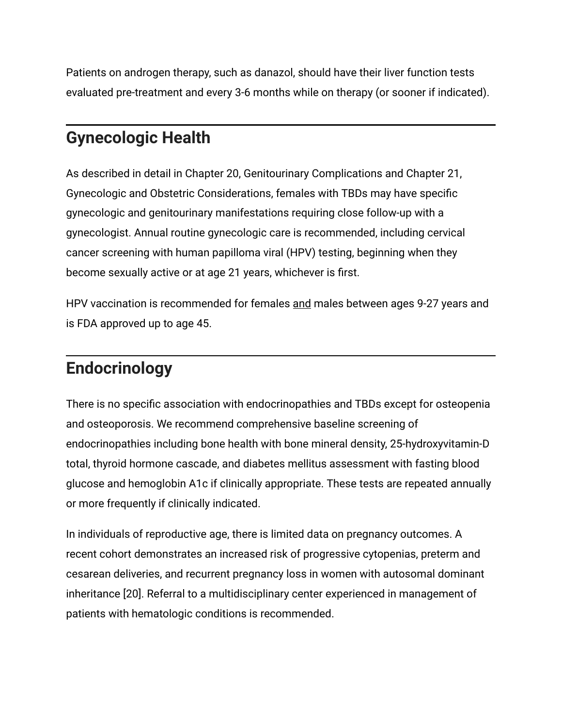Patients on androgen therapy, such as danazol, should have their liver function tests evaluated pre-treatment and every 3-6 months while on therapy (or sooner if indicated).

## Gynecologic Health

As described in detail in Chapter 20, Genitourinary Complications and Chapter 21, Gynecologic and Obstetric Considerations, females with TBDs may have specific gynecologic and genitourinary manifestations requiring close follow-up with a gynecologist. Annual routine gynecologic care is recommended, including cervical cancer screening with human papilloma viral (HPV) testing, beginning when they become sexually active or at age 21 years, whichever is first.

HPV vaccination is recommended for females <u>and</u> males between ages 9-27 years and is FDA approved up to age 45.

## Endocrinology

There is no specific association with endocrinopathies and TBDs except for osteopenia and osteoporosis. We recommend comprehensive baseline screening of endocrinopathies including bone health with bone mineral density, 25-hydroxyvitamin-D total, thyroid hormone cascade, and diabetes mellitus assessment with fasting blood glucose and hemoglobin A1c if clinically appropriate. These tests are repeated annually or more frequently if clinically indicated.

In individuals of reproductive age, there is limited data on pregnancy outcomes. A recent cohort demonstrates an increased risk of progressive cytopenias, preterm and cesarean deliveries, and recurrent pregnancy loss in women with autosomal dominant inheritance [20]. Referral to a multidisciplinary center experienced in management of patients with hematologic conditions is recommended.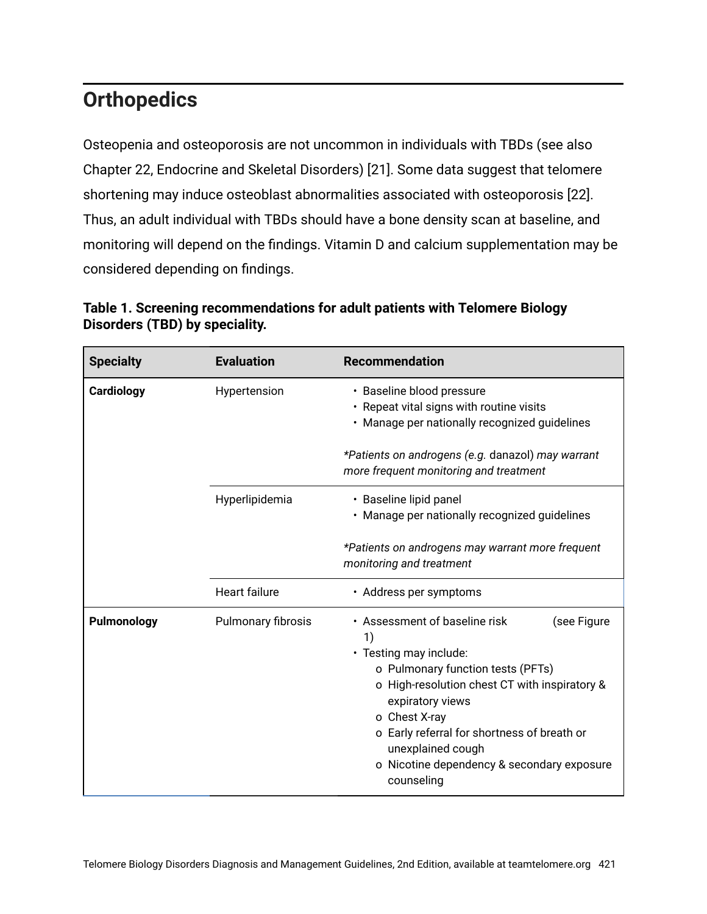## Orthopedics

Osteopenia and osteoporosis are not uncommon in individuals with TBDs (see also Chapter 22, Endocrine and Skeletal Disorders) [21]. Some data suggest that telomere shortening may induce osteoblast abnormalities associated with osteoporosis [22]. Thus, an adult individual with TBDs should have a bone density scan at baseline, and monitoring will depend on the findings. Vitamin D and calcium supplementation may be considered depending on findings.

**Table 1. Screening recommendations for adult patients with Telomere Biology Disorders (TBD) by speciality.**

| Specialty | Evaluation | Recommendation |
|---|---|---|
| **Cardiology** | Hypertension | • Baseline blood pressure<br>• Repeat vital signs with routine visits<br>• Manage per nationally recognized guidelines<br><br>*\*Patients on androgens (e.g.* danazol) *may warrant more frequent monitoring and treatment* |
| | Hyperlipidemia | • Baseline lipid panel<br>• Manage per nationally recognized guidelines<br><br>*\*Patients on androgens may warrant more frequent monitoring and treatment* |
| | Heart failure | • Address per symptoms |
| **Pulmonology** | Pulmonary fibrosis | • Assessment of baseline risk (see Figure 1)<br>• Testing may include:<br>o Pulmonary function tests (PFTs)<br>o High-resolution chest CT with inspiratory & expiratory views<br>o Chest X-ray<br>o Early referral for shortness of breath or unexplained cough<br>o Nicotine dependency & secondary exposure counseling |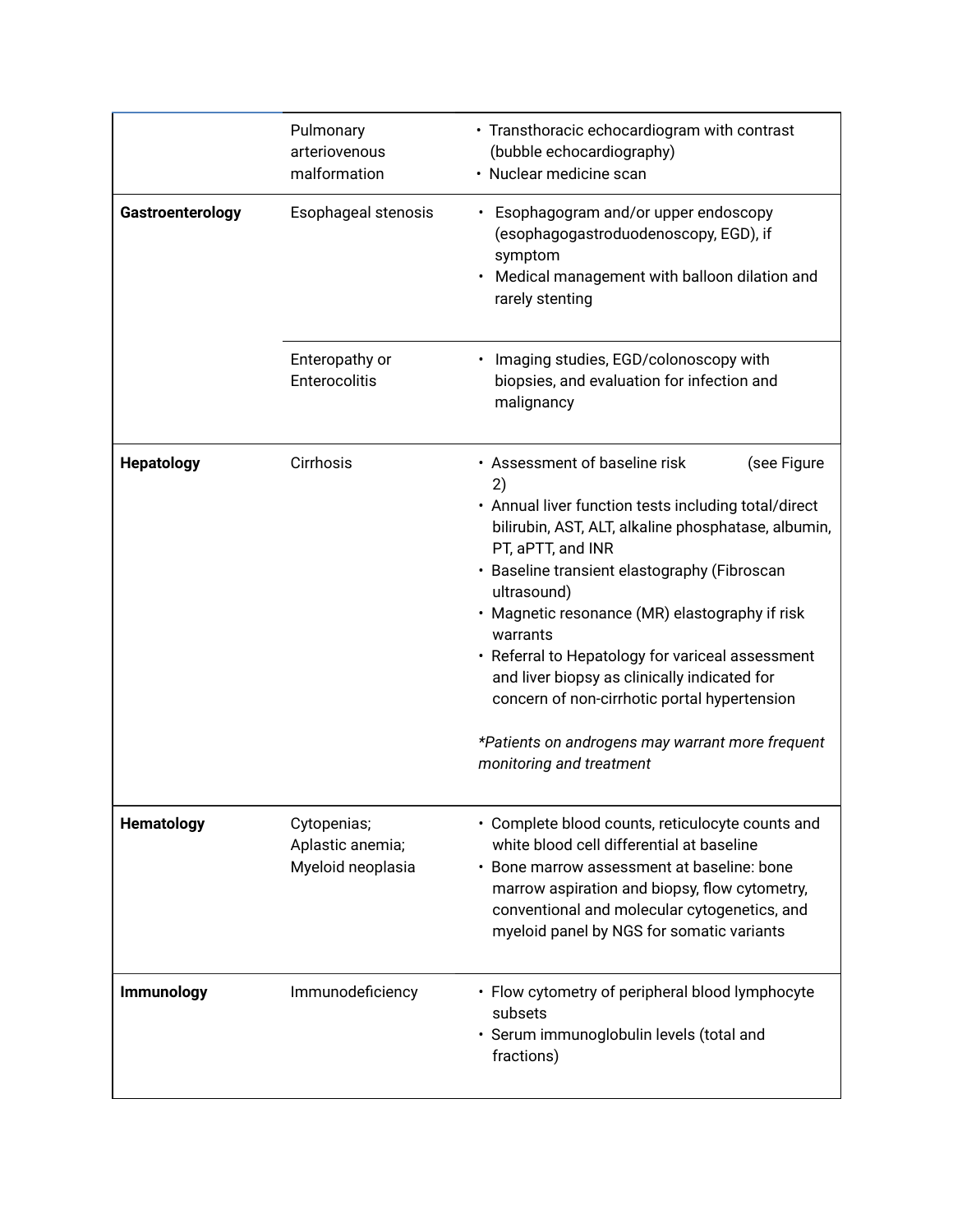| | | |
|---|---|---|
| | Pulmonary arteriovenous malformation | • Transthoracic echocardiogram with contrast (bubble echocardiography)<br>• Nuclear medicine scan |
| **Gastroenterology** | Esophageal stenosis | • Esophagogram and/or upper endoscopy (esophagogastroduodenoscopy, EGD), if symptom<br>• Medical management with balloon dilation and rarely stenting |
| | Enteropathy or Enterocolitis | • Imaging studies, EGD/colonoscopy with biopsies, and evaluation for infection and malignancy |
| **Hepatology** | Cirrhosis | • Assessment of baseline risk (see Figure 2)<br>• Annual liver function tests including total/direct bilirubin, AST, ALT, alkaline phosphatase, albumin, PT, aPTT, and INR<br>• Baseline transient elastography (Fibroscan ultrasound)<br>• Magnetic resonance (MR) elastography if risk warrants<br>• Referral to Hepatology for variceal assessment and liver biopsy as clinically indicated for concern of non-cirrhotic portal hypertension<br><br>*\*Patients on androgens may warrant more frequent monitoring and treatment* |
| **Hematology** | Cytopenias; Aplastic anemia; Myeloid neoplasia | • Complete blood counts, reticulocyte counts and white blood cell differential at baseline<br>• Bone marrow assessment at baseline: bone marrow aspiration and biopsy, flow cytometry, conventional and molecular cytogenetics, and myeloid panel by NGS for somatic variants |
| **Immunology** | Immunodeficiency | • Flow cytometry of peripheral blood lymphocyte subsets<br>• Serum immunoglobulin levels (total and fractions) |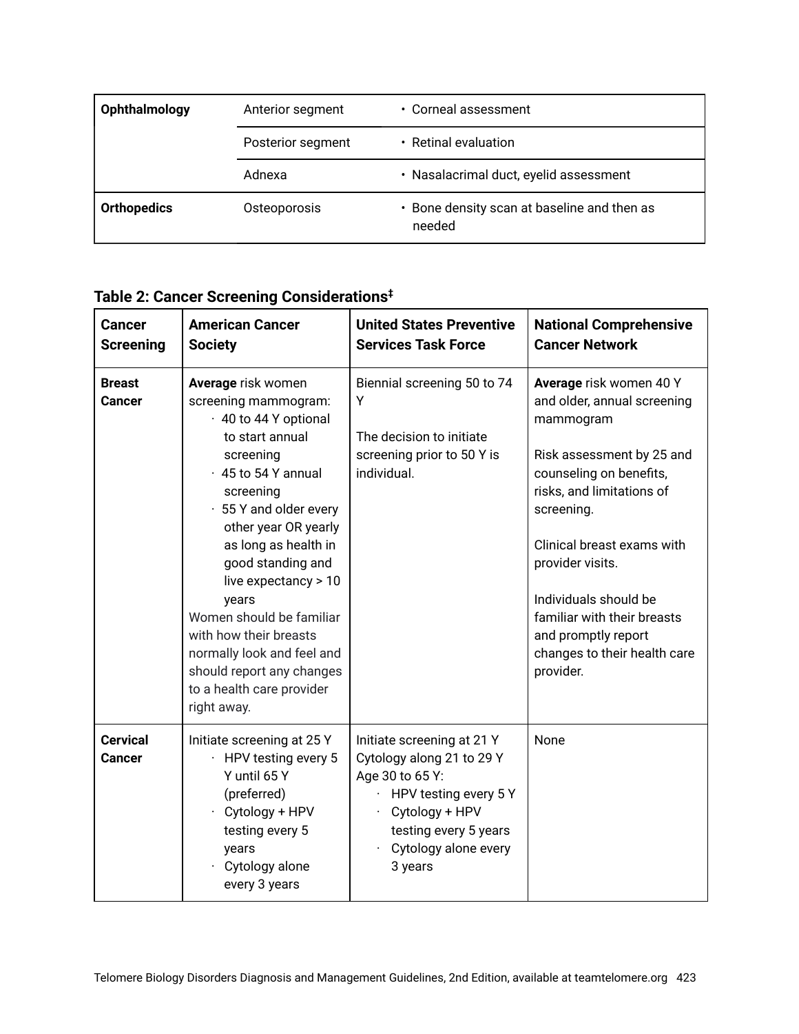| Ophthalmology | Anterior segment | • Corneal assessment |
| --- | --- | --- |
| | Posterior segment | • Retinal evaluation |
| | Adnexa | • Nasalacrimal duct, eyelid assessment |
| **Orthopedics** | Osteoporosis | • Bone density scan at baseline and then as needed |

**Table 2: Cancer Screening Considerations‡**

| Cancer Screening | American Cancer Society | United States Preventive Services Task Force | National Comprehensive Cancer Network |
| --- | --- | --- | --- |
| **Breast Cancer** | **Average** risk women screening mammogram:<br>· 40 to 44 Y optional to start annual screening<br>· 45 to 54 Y annual screening<br>· 55 Y and older every other year OR yearly as long as health in good standing and live expectancy > 10 years<br>Women should be familiar with how their breasts normally look and feel and should report any changes to a health care provider right away. | Biennial screening 50 to 74 Y<br><br>The decision to initiate screening prior to 50 Y is individual. | **Average** risk women 40 Y and older, annual screening mammogram<br><br>Risk assessment by 25 and counseling on benefits, risks, and limitations of screening.<br><br>Clinical breast exams with provider visits.<br><br>Individuals should be familiar with their breasts and promptly report changes to their health care provider. |
| **Cervical Cancer** | Initiate screening at 25 Y<br>· HPV testing every 5 Y until 65 Y (preferred)<br>· Cytology + HPV testing every 5 years<br>· Cytology alone every 3 years | Initiate screening at 21 Y<br>Cytology along 21 to 29 Y<br>Age 30 to 65 Y:<br>· HPV testing every 5 Y<br>· Cytology + HPV testing every 5 years<br>· Cytology alone every 3 years | None |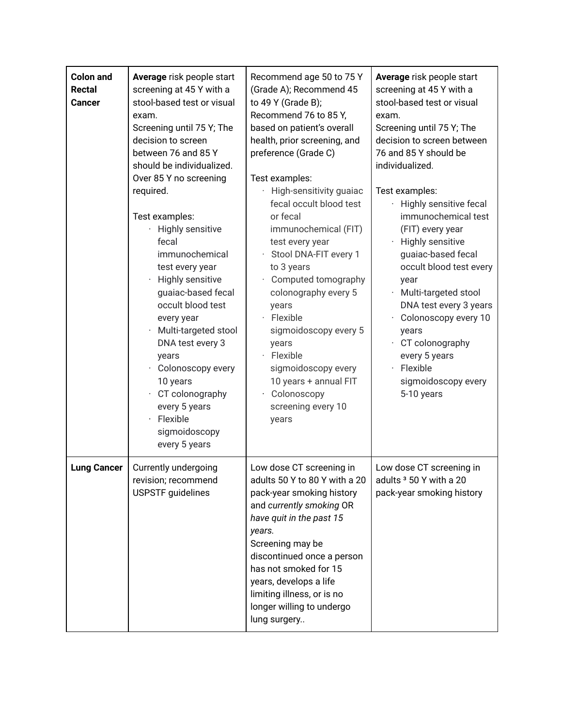| | | | |
|---|---|---|---|
| **Colon and Rectal Cancer** | **Average** risk people start screening at 45 Y with a stool-based test or visual exam.<br>Screening until 75 Y; The decision to screen between 76 and 85 Y should be individualized.<br>Over 85 Y no screening required.<br><br>Test examples:<br>· Highly sensitive fecal immunochemical test every year<br>· Highly sensitive guaiac-based fecal occult blood test every year<br>· Multi-targeted stool DNA test every 3 years<br>· Colonoscopy every 10 years<br>· CT colonography every 5 years<br>· Flexible sigmoidoscopy every 5 years | Recommend age 50 to 75 Y (Grade A); Recommend 45 to 49 Y (Grade B); Recommend 76 to 85 Y, based on patient's overall health, prior screening, and preference (Grade C)<br><br>Test examples:<br>· High-sensitivity guaiac fecal occult blood test or fecal immunochemical (FIT) test every year<br>· Stool DNA-FIT every 1 to 3 years<br>· Computed tomography colonography every 5 years<br>· Flexible sigmoidoscopy every 5 years<br>· Flexible sigmoidoscopy every 10 years + annual FIT<br>· Colonoscopy screening every 10 years | **Average** risk people start screening at 45 Y with a stool-based test or visual exam.<br>Screening until 75 Y; The decision to screen between 76 and 85 Y should be individualized.<br><br>Test examples:<br>· Highly sensitive fecal immunochemical test (FIT) every year<br>· Highly sensitive guaiac-based fecal occult blood test every year<br>· Multi-targeted stool DNA test every 3 years<br>· Colonoscopy every 10 years<br>· CT colonography every 5 years<br>· Flexible sigmoidoscopy every 5-10 years |
| **Lung Cancer** | Currently undergoing revision; recommend USPSTF guidelines | Low dose CT screening in adults 50 Y to 80 Y with a 20 pack-year smoking history and *currently smoking* OR *have quit in the past 15 years.*<br>Screening may be discontinued once a person has not smoked for 15 years, develops a life limiting illness, or is no longer willing to undergo lung surgery.. | Low dose CT screening in adults ³ 50 Y with a 20 pack-year smoking history |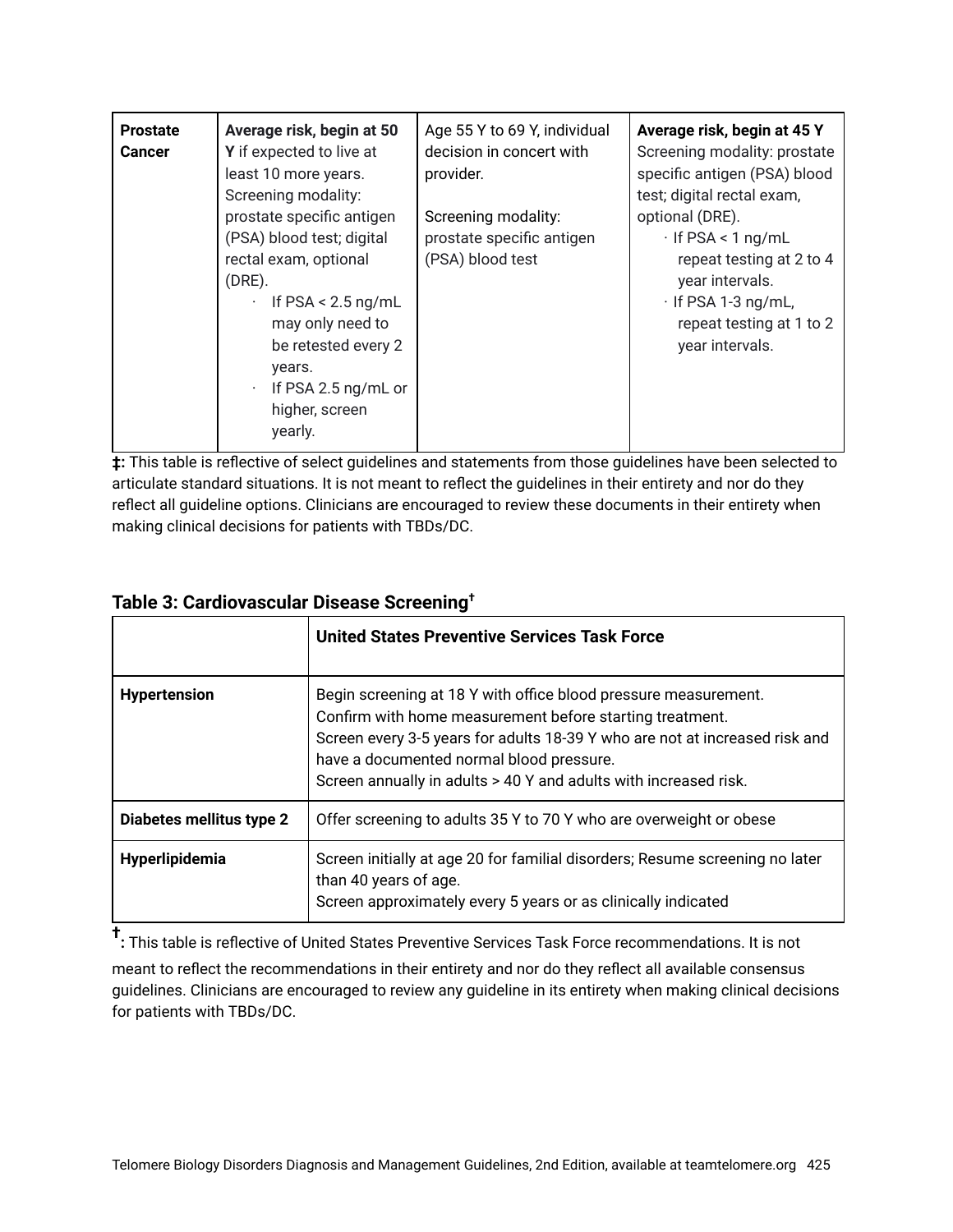| | | | |
|---|---|---|---|
| **Prostate Cancer** | **Average risk, begin at 50 Y** if expected to live at least 10 more years. Screening modality: prostate specific antigen (PSA) blood test; digital rectal exam, optional (DRE).<br>· If PSA < 2.5 ng/mL may only need to be retested every 2 years.<br>· If PSA 2.5 ng/mL or higher, screen yearly. | Age 55 Y to 69 Y, individual decision in concert with provider.<br><br>Screening modality: prostate specific antigen (PSA) blood test | **Average risk, begin at 45 Y** Screening modality: prostate specific antigen (PSA) blood test; digital rectal exam, optional (DRE).<br>· If PSA < 1 ng/mL repeat testing at 2 to 4 year intervals.<br>· If PSA 1-3 ng/mL, repeat testing at 1 to 2 year intervals. |

**‡:** This table is reflective of select guidelines and statements from those guidelines have been selected to articulate standard situations. It is not meant to reflect the guidelines in their entirety and nor do they reflect all guideline options. Clinicians are encouraged to review these documents in their entirety when making clinical decisions for patients with TBDs/DC.

### Table 3: Cardiovascular Disease Screening†

| | United States Preventive Services Task Force |
|---|---|
| **Hypertension** | Begin screening at 18 Y with office blood pressure measurement.<br>Confirm with home measurement before starting treatment.<br>Screen every 3-5 years for adults 18-39 Y who are not at increased risk and have a documented normal blood pressure.<br>Screen annually in adults > 40 Y and adults with increased risk. |
| **Diabetes mellitus type 2** | Offer screening to adults 35 Y to 70 Y who are overweight or obese |
| **Hyperlipidemia** | Screen initially at age 20 for familial disorders; Resume screening no later than 40 years of age.<br>Screen approximately every 5 years or as clinically indicated |

**†:** This table is reflective of United States Preventive Services Task Force recommendations. It is not meant to reflect the recommendations in their entirety and nor do they reflect all available consensus guidelines. Clinicians are encouraged to review any guideline in its entirety when making clinical decisions for patients with TBDs/DC.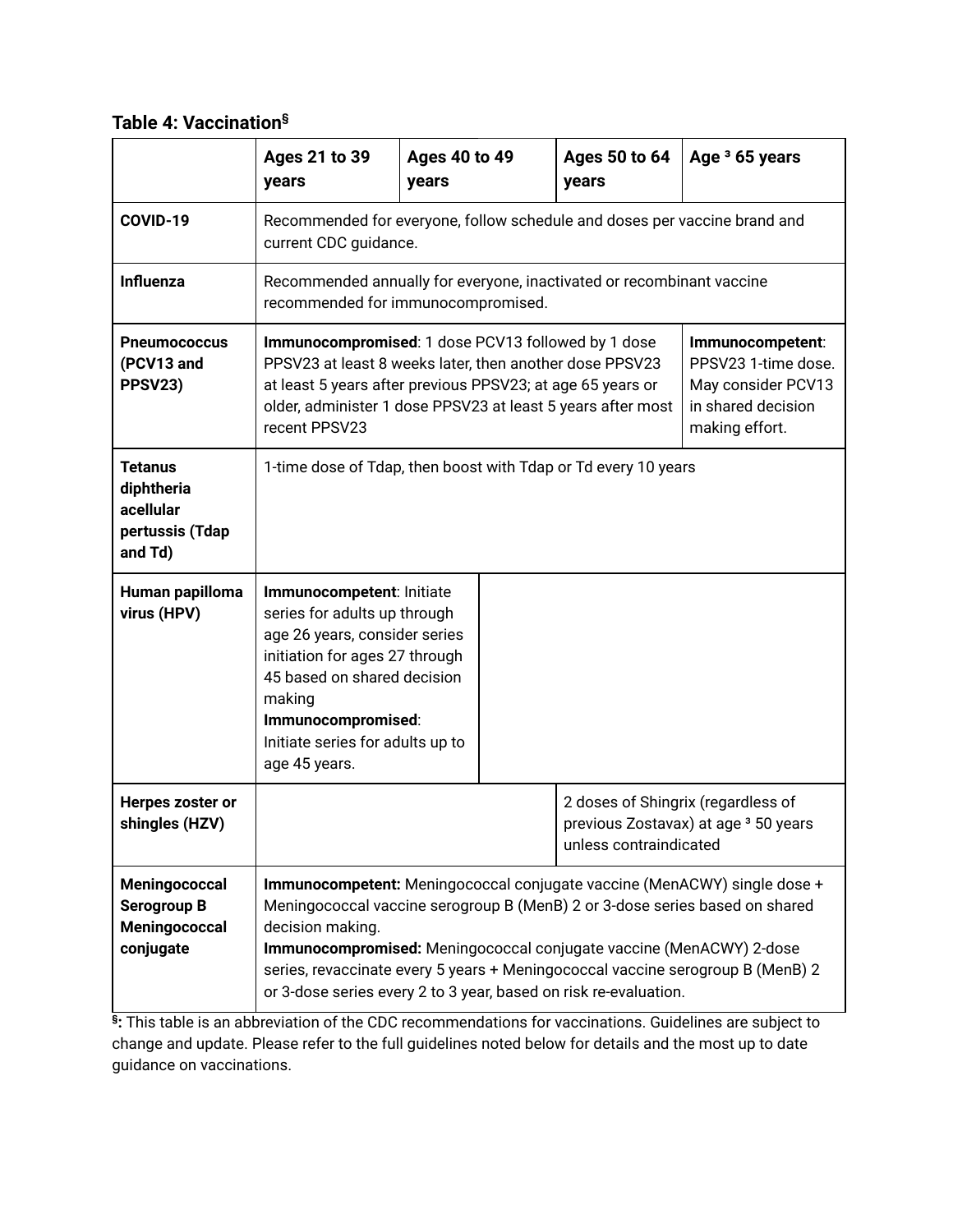### Table 4: Vaccination[§]

| | Ages 21 to 39 years | Ages 40 to 49 years | Ages 50 to 64 years | Age ³ 65 years |
|---|---|---|---|---|
| **COVID-19** | Recommended for everyone, follow schedule and doses per vaccine brand and current CDC guidance. | | | |
| **Influenza** | Recommended annually for everyone, inactivated or recombinant vaccine recommended for immunocompromised. | | | |
| **Pneumococcus (PCV13 and PPSV23)** | **Immunocompromised**: 1 dose PCV13 followed by 1 dose PPSV23 at least 8 weeks later, then another dose PPSV23 at least 5 years after previous PPSV23; at age 65 years or older, administer 1 dose PPSV23 at least 5 years after most recent PPSV23 | | | **Immunocompetent**: PPSV23 1-time dose. May consider PCV13 in shared decision making effort. |
| **Tetanus diphtheria acellular pertussis (Tdap and Td)** | 1-time dose of Tdap, then boost with Tdap or Td every 10 years | | | |
| **Human papilloma virus (HPV)** | **Immunocompetent**: Initiate series for adults up through age 26 years, consider series initiation for ages 27 through 45 based on shared decision making **Immunocompromised**: Initiate series for adults up to age 45 years. | | | |
| **Herpes zoster or shingles (HZV)** | | | 2 doses of Shingrix (regardless of previous Zostavax) at age ³ 50 years unless contraindicated | |
| **Meningococcal Serogroup B Meningococcal conjugate** | **Immunocompetent:** Meningococcal conjugate vaccine (MenACWY) single dose + Meningococcal vaccine serogroup B (MenB) 2 or 3-dose series based on shared decision making. **Immunocompromised:** Meningococcal conjugate vaccine (MenACWY) 2-dose series, revaccinate every 5 years + Meningococcal vaccine serogroup B (MenB) 2 or 3-dose series every 2 to 3 year, based on risk re-evaluation. | | | |

**§:** This table is an abbreviation of the CDC recommendations for vaccinations. Guidelines are subject to change and update. Please refer to the full guidelines noted below for details and the most up to date guidance on vaccinations.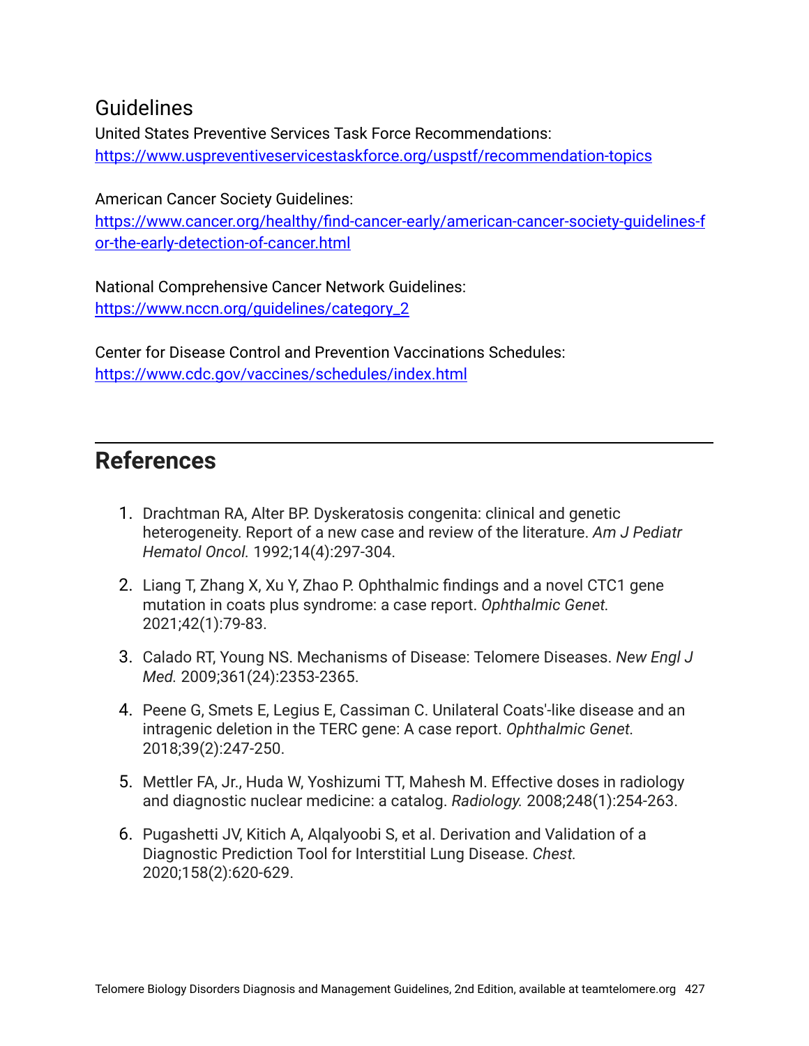### Guidelines

United States Preventive Services Task Force Recommendations:
https://www.uspreventiveservicestaskforce.org/uspstf/recommendation-topics

American Cancer Society Guidelines:
https://www.cancer.org/healthy/find-cancer-early/american-cancer-society-guidelines-for-the-early-detection-of-cancer.html

National Comprehensive Cancer Network Guidelines:
https://www.nccn.org/guidelines/category_2

Center for Disease Control and Prevention Vaccinations Schedules:
https://www.cdc.gov/vaccines/schedules/index.html

---

## References

1. Drachtman RA, Alter BP. Dyskeratosis congenita: clinical and genetic heterogeneity. Report of a new case and review of the literature. *Am J Pediatr Hematol Oncol.* 1992;14(4):297-304.
2. Liang T, Zhang X, Xu Y, Zhao P. Ophthalmic findings and a novel CTC1 gene mutation in coats plus syndrome: a case report. *Ophthalmic Genet.* 2021;42(1):79-83.
3. Calado RT, Young NS. Mechanisms of Disease: Telomere Diseases. *New Engl J Med.* 2009;361(24):2353-2365.
4. Peene G, Smets E, Legius E, Cassiman C. Unilateral Coats'-like disease and an intragenic deletion in the TERC gene: A case report. *Ophthalmic Genet*. 2018;39(2):247-250.
5. Mettler FA, Jr., Huda W, Yoshizumi TT, Mahesh M. Effective doses in radiology and diagnostic nuclear medicine: a catalog. *Radiology.* 2008;248(1):254-263.
6. Pugashetti JV, Kitich A, Alqalyoobi S, et al. Derivation and Validation of a Diagnostic Prediction Tool for Interstitial Lung Disease. *Chest.* 2020;158(2):620-629.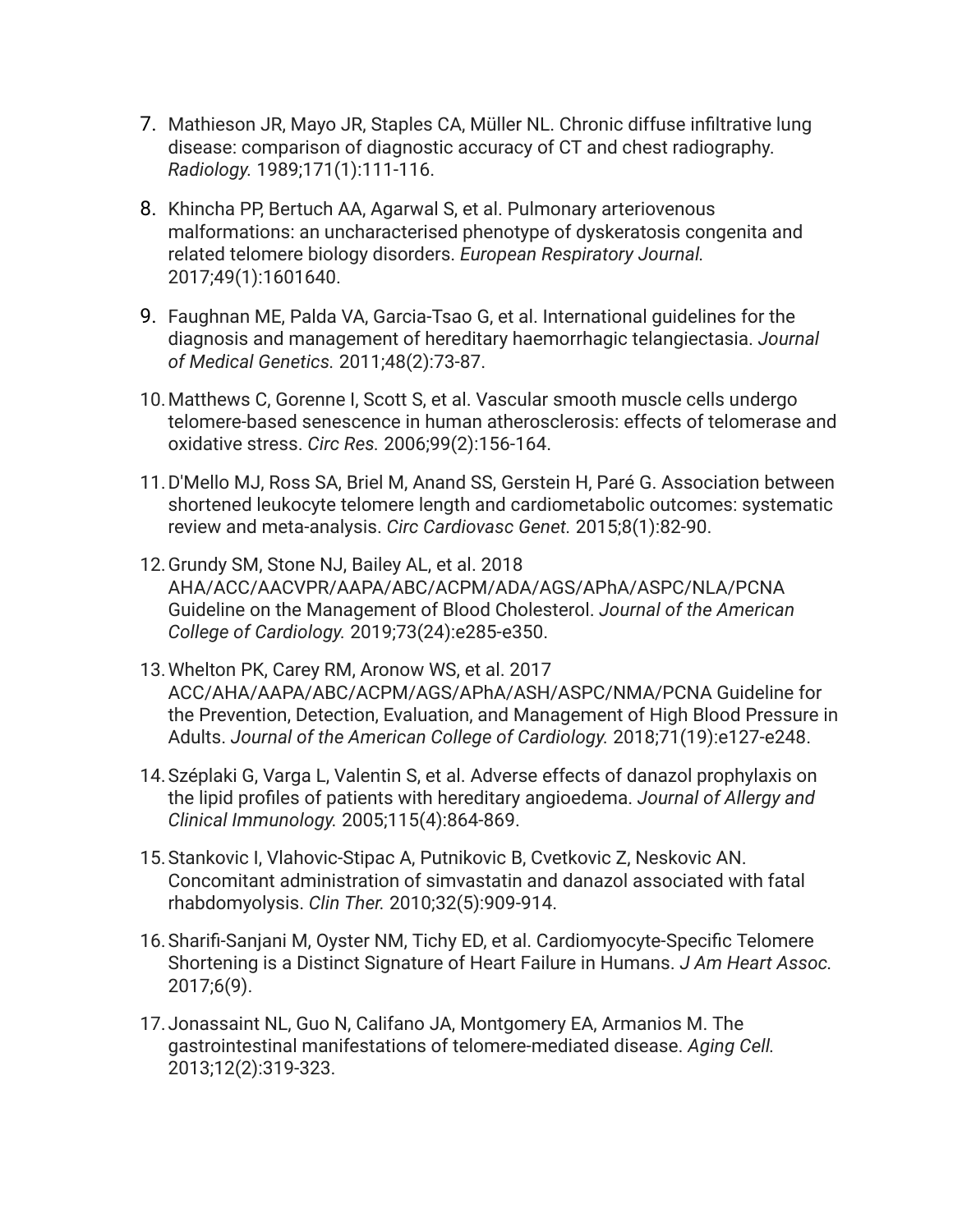7. Mathieson JR, Mayo JR, Staples CA, Müller NL. Chronic diffuse infiltrative lung disease: comparison of diagnostic accuracy of CT and chest radiography. *Radiology.* 1989;171(1):111-116.
8. Khincha PP, Bertuch AA, Agarwal S, et al. Pulmonary arteriovenous malformations: an uncharacterised phenotype of dyskeratosis congenita and related telomere biology disorders. *European Respiratory Journal.* 2017;49(1):1601640.
9. Faughnan ME, Palda VA, Garcia-Tsao G, et al. International guidelines for the diagnosis and management of hereditary haemorrhagic telangiectasia. *Journal of Medical Genetics.* 2011;48(2):73-87.
10. Matthews C, Gorenne I, Scott S, et al. Vascular smooth muscle cells undergo telomere-based senescence in human atherosclerosis: effects of telomerase and oxidative stress. *Circ Res.* 2006;99(2):156-164.
11. D'Mello MJ, Ross SA, Briel M, Anand SS, Gerstein H, Paré G. Association between shortened leukocyte telomere length and cardiometabolic outcomes: systematic review and meta-analysis. *Circ Cardiovasc Genet.* 2015;8(1):82-90.
12. Grundy SM, Stone NJ, Bailey AL, et al. 2018 AHA/ACC/AACVPR/AAPA/ABC/ACPM/ADA/AGS/APhA/ASPC/NLA/PCNA Guideline on the Management of Blood Cholesterol. *Journal of the American College of Cardiology.* 2019;73(24):e285-e350.
13. Whelton PK, Carey RM, Aronow WS, et al. 2017 ACC/AHA/AAPA/ABC/ACPM/AGS/APhA/ASH/ASPC/NMA/PCNA Guideline for the Prevention, Detection, Evaluation, and Management of High Blood Pressure in Adults. *Journal of the American College of Cardiology.* 2018;71(19):e127-e248.
14. Széplaki G, Varga L, Valentin S, et al. Adverse effects of danazol prophylaxis on the lipid profiles of patients with hereditary angioedema. *Journal of Allergy and Clinical Immunology.* 2005;115(4):864-869.
15. Stankovic I, Vlahovic-Stipac A, Putnikovic B, Cvetkovic Z, Neskovic AN. Concomitant administration of simvastatin and danazol associated with fatal rhabdomyolysis. *Clin Ther.* 2010;32(5):909-914.
16. Sharifi-Sanjani M, Oyster NM, Tichy ED, et al. Cardiomyocyte-Specific Telomere Shortening is a Distinct Signature of Heart Failure in Humans. *J Am Heart Assoc.* 2017;6(9).
17. Jonassaint NL, Guo N, Califano JA, Montgomery EA, Armanios M. The gastrointestinal manifestations of telomere-mediated disease. *Aging Cell.* 2013;12(2):319-323.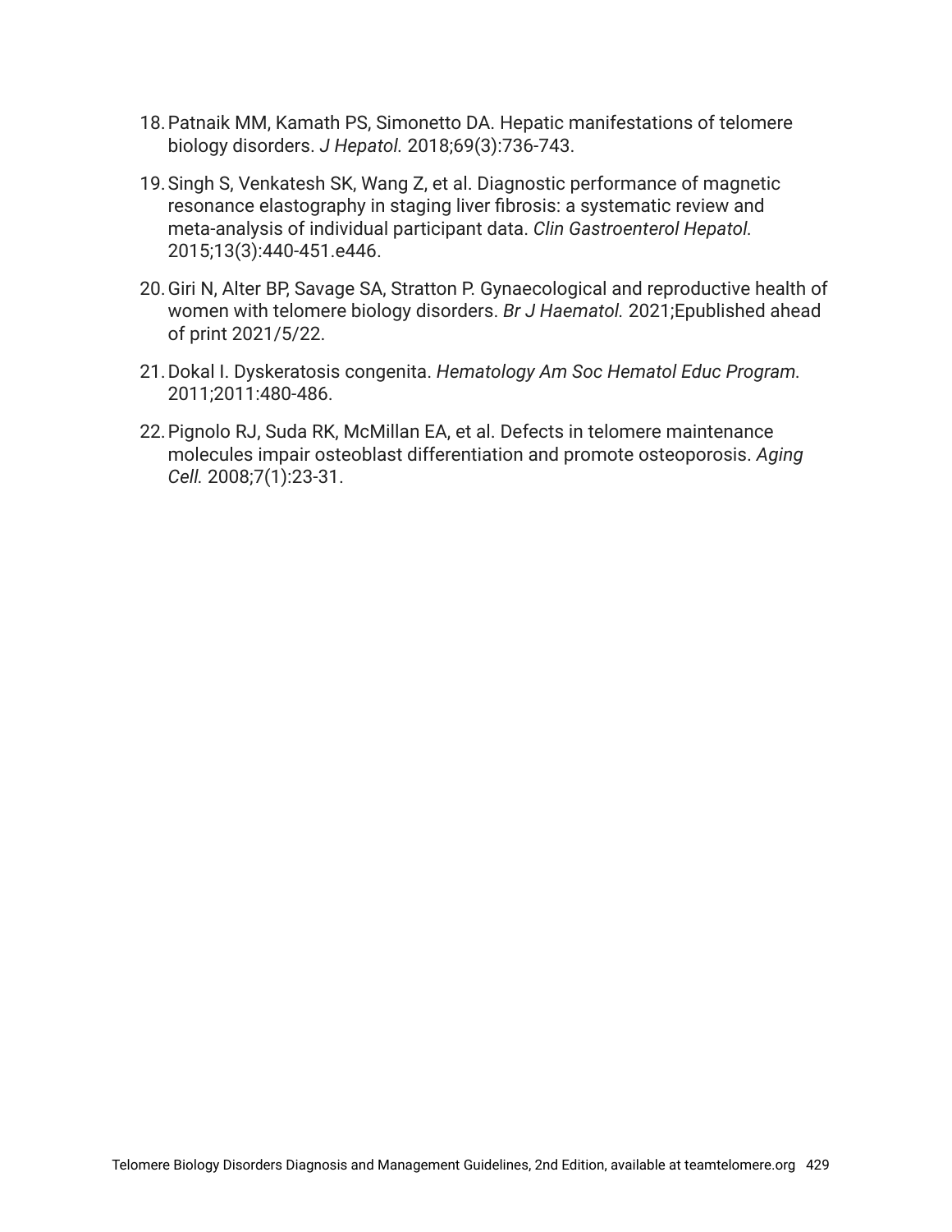18. Patnaik MM, Kamath PS, Simonetto DA. Hepatic manifestations of telomere biology disorders. *J Hepatol.* 2018;69(3):736-743.

19. Singh S, Venkatesh SK, Wang Z, et al. Diagnostic performance of magnetic resonance elastography in staging liver fibrosis: a systematic review and meta-analysis of individual participant data. *Clin Gastroenterol Hepatol.* 2015;13(3):440-451.e446.

20. Giri N, Alter BP, Savage SA, Stratton P. Gynaecological and reproductive health of women with telomere biology disorders. *Br J Haematol.* 2021;Epublished ahead of print 2021/5/22.

21. Dokal I. Dyskeratosis congenita. *Hematology Am Soc Hematol Educ Program.* 2011;2011:480-486.

22. Pignolo RJ, Suda RK, McMillan EA, et al. Defects in telomere maintenance molecules impair osteoblast differentiation and promote osteoporosis. *Aging Cell.* 2008;7(1):23-31.